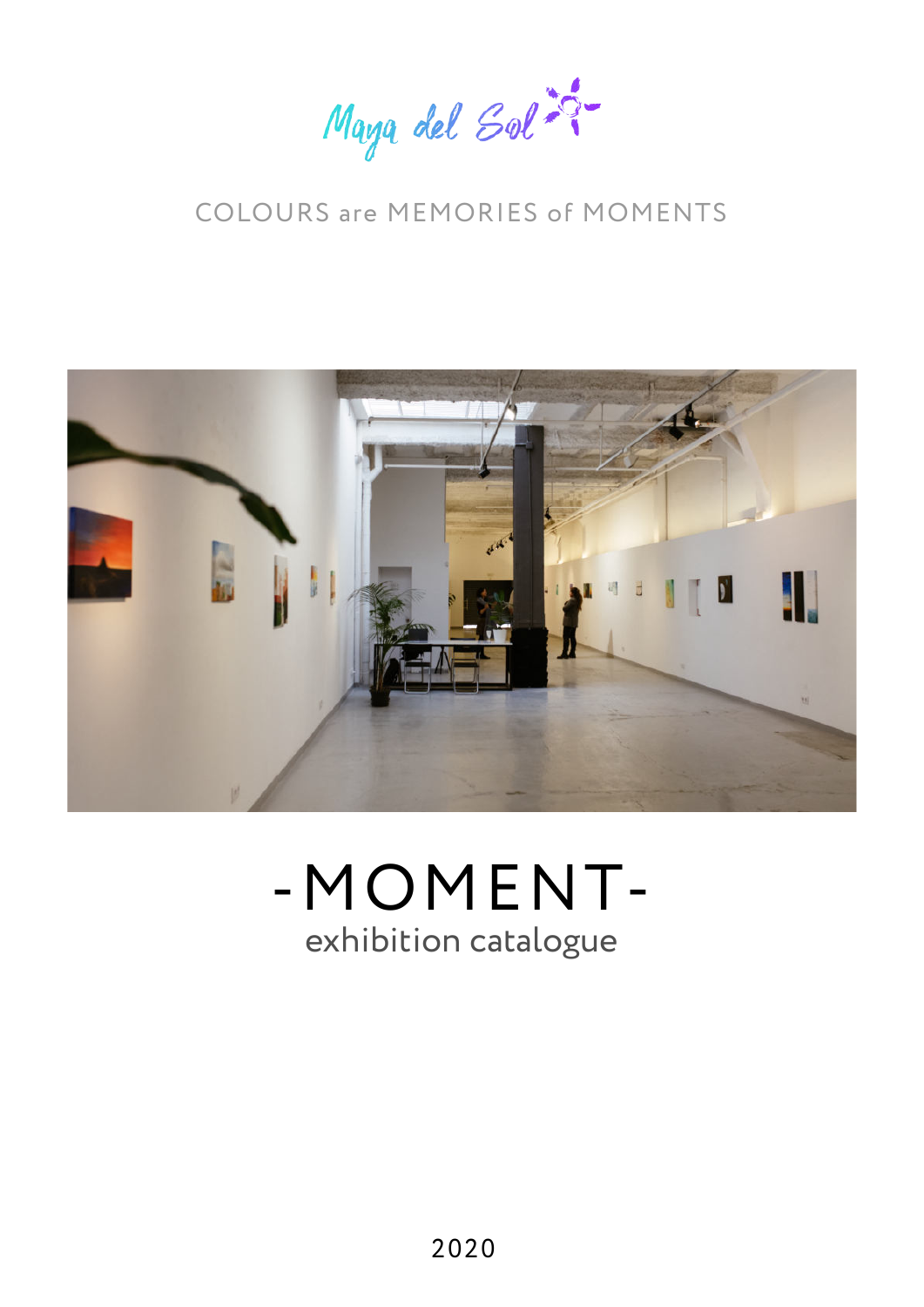Maya del Sol

COLOURS are MEMORIES of MOMENTS

# -MOMENT-

exhibition catalogue

2020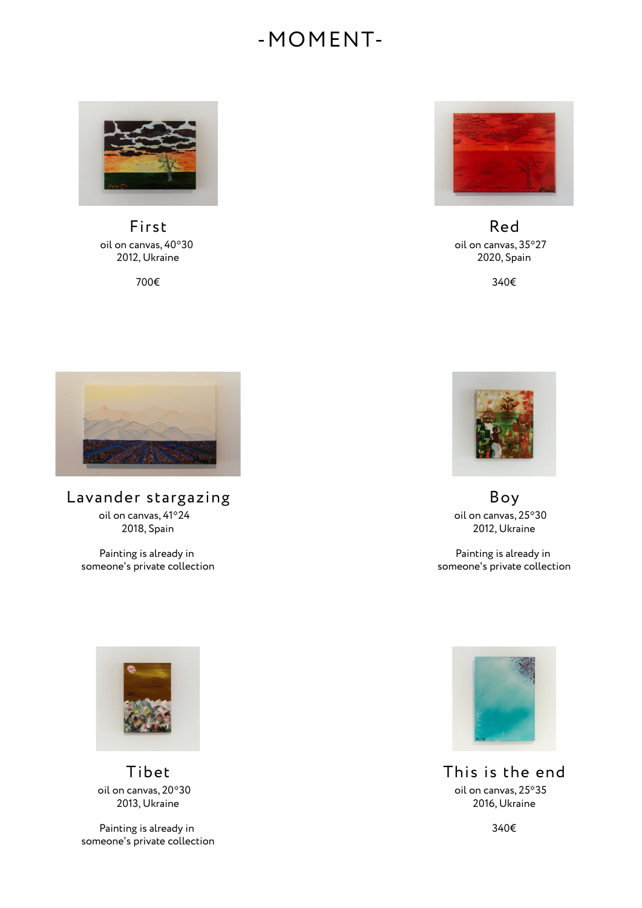# -MOMENT-

## First

oil on canvas, 40*30
2012, Ukraine

700€

## Red

oil on canvas, 35*27
2020, Spain

340€

## Lavander stargazing

oil on canvas, 41*24
2018, Spain

Painting is already in someone's private collection

## Boy

oil on canvas, 25*30
2012, Ukraine

Painting is already in someone's private collection

## Tibet

oil on canvas, 20*30
2013, Ukraine

Painting is already in someone's private collection

## This is the end

oil on canvas, 25*35
2016, Ukraine

340€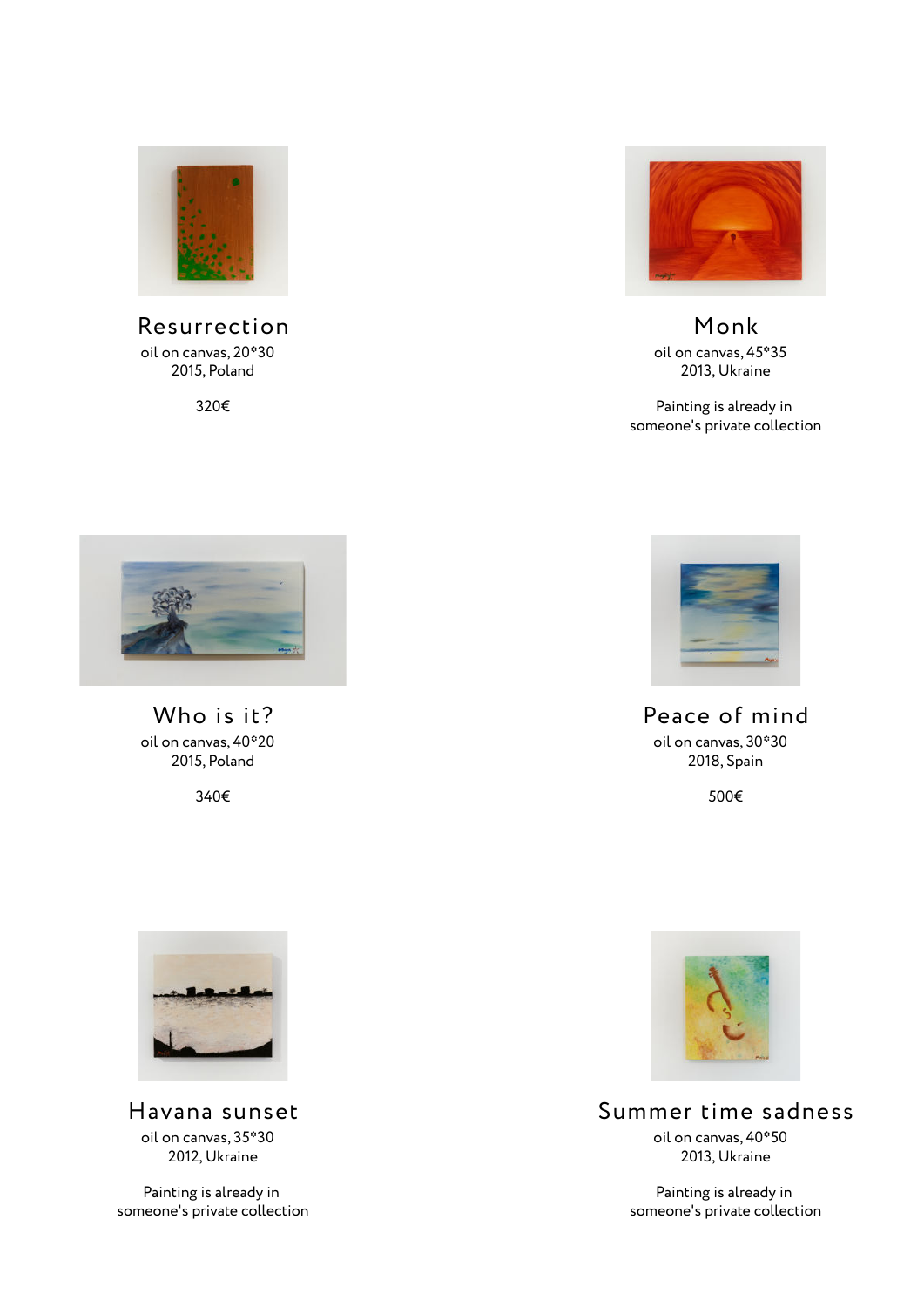## Resurrection

oil on canvas, 20*30
2015, Poland

320€

## Monk

oil on canvas, 45*35
2013, Ukraine

Painting is already in someone's private collection

## Who is it?

oil on canvas, 40*20
2015, Poland

340€

## Peace of mind

oil on canvas, 30*30
2018, Spain

500€

## Havana sunset

oil on canvas, 35*30
2012, Ukraine

Painting is already in someone's private collection

## Summer time sadness

oil on canvas, 40*50
2013, Ukraine

Painting is already in someone's private collection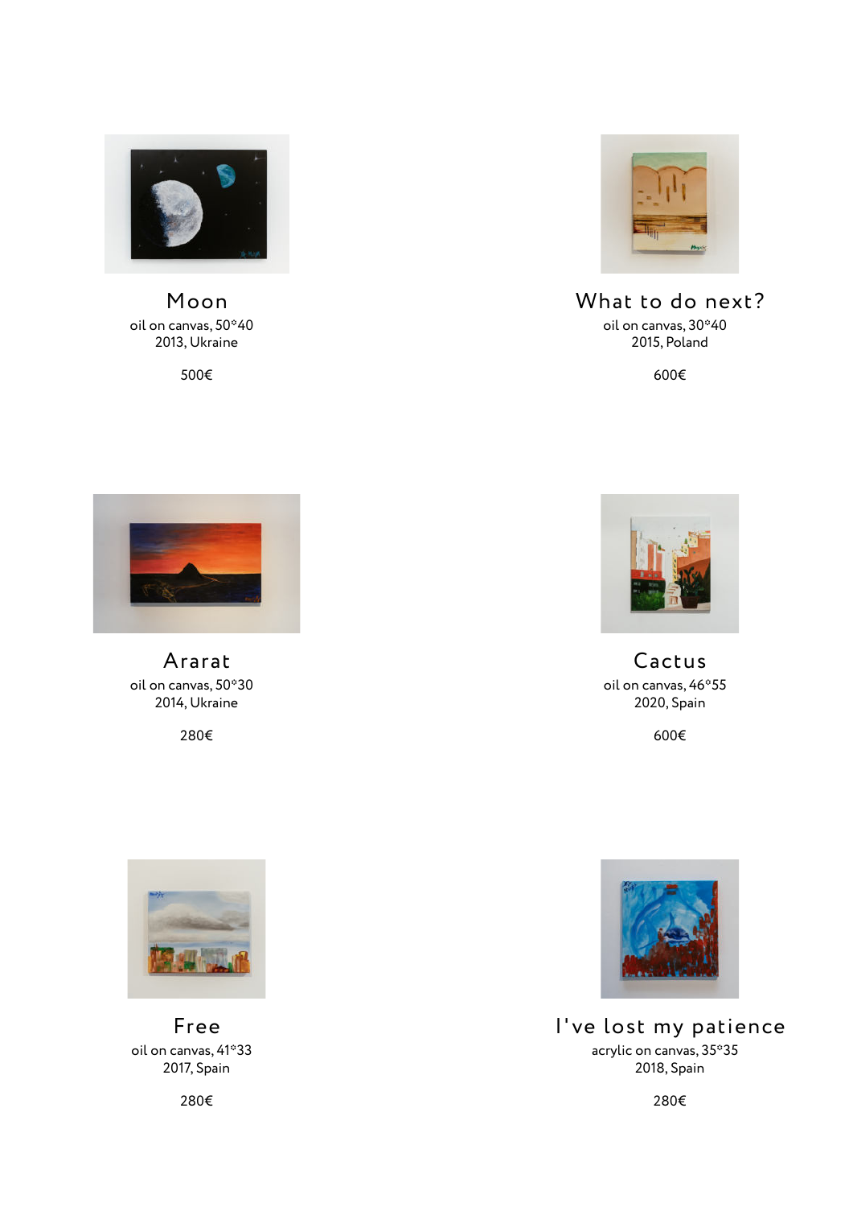## Moon

oil on canvas, 50*40
2013, Ukraine

500€

## What to do next?

oil on canvas, 30*40
2015, Poland

600€

## Ararat

oil on canvas, 50*30
2014, Ukraine

280€

## Cactus

oil on canvas, 46*55
2020, Spain

600€

## Free

oil on canvas, 41*33
2017, Spain

280€

## I've lost my patience

acrylic on canvas, 35*35
2018, Spain

280€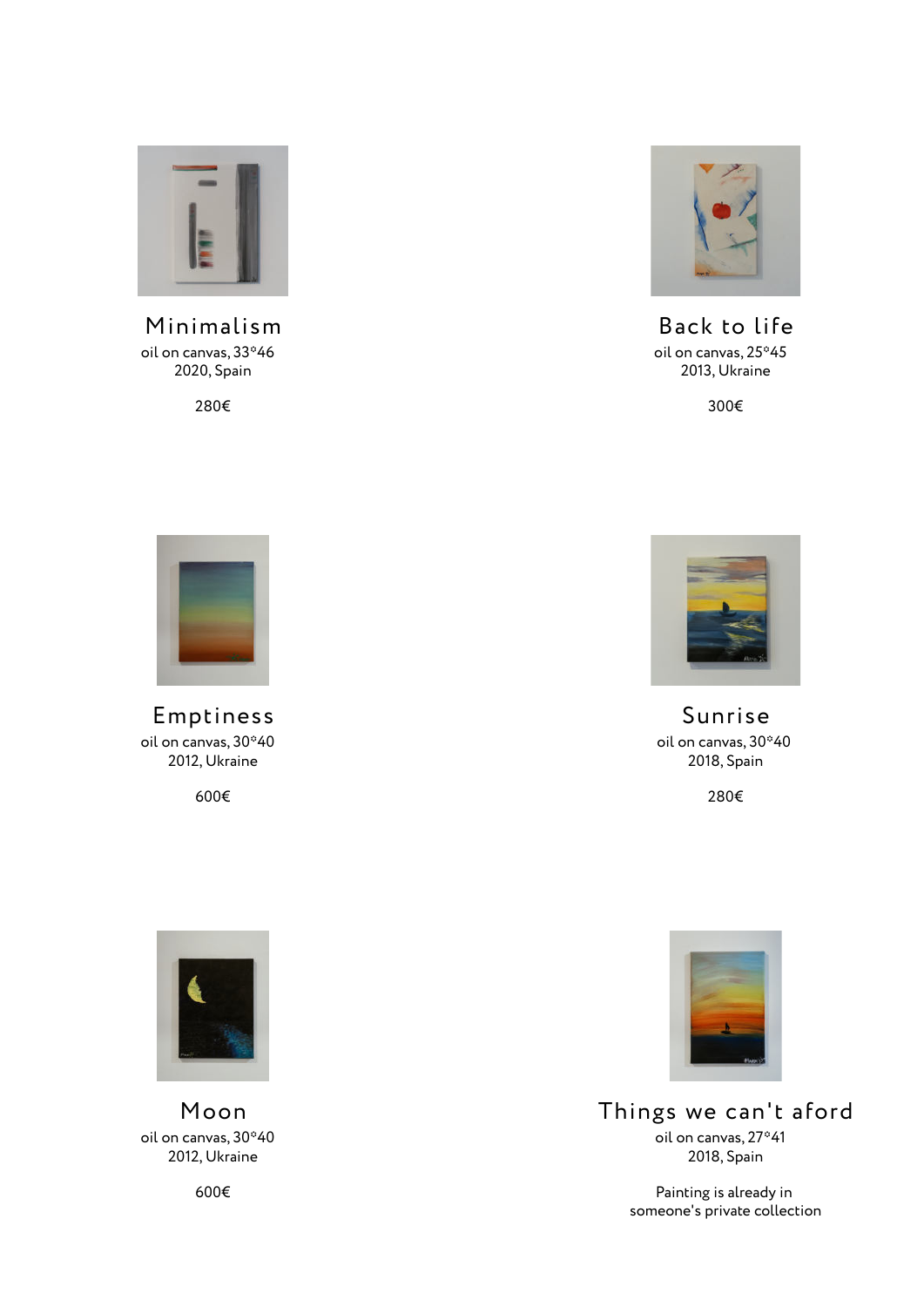## Minimalism

oil on canvas, 33*46
2020, Spain

280€

## Back to life

oil on canvas, 25*45
2013, Ukraine

300€

## Emptiness

oil on canvas, 30*40
2012, Ukraine

600€

## Sunrise

oil on canvas, 30*40
2018, Spain

280€

## Moon

oil on canvas, 30*40
2012, Ukraine

600€

## Things we can't aford

oil on canvas, 27*41
2018, Spain

Painting is already in
someone's private collection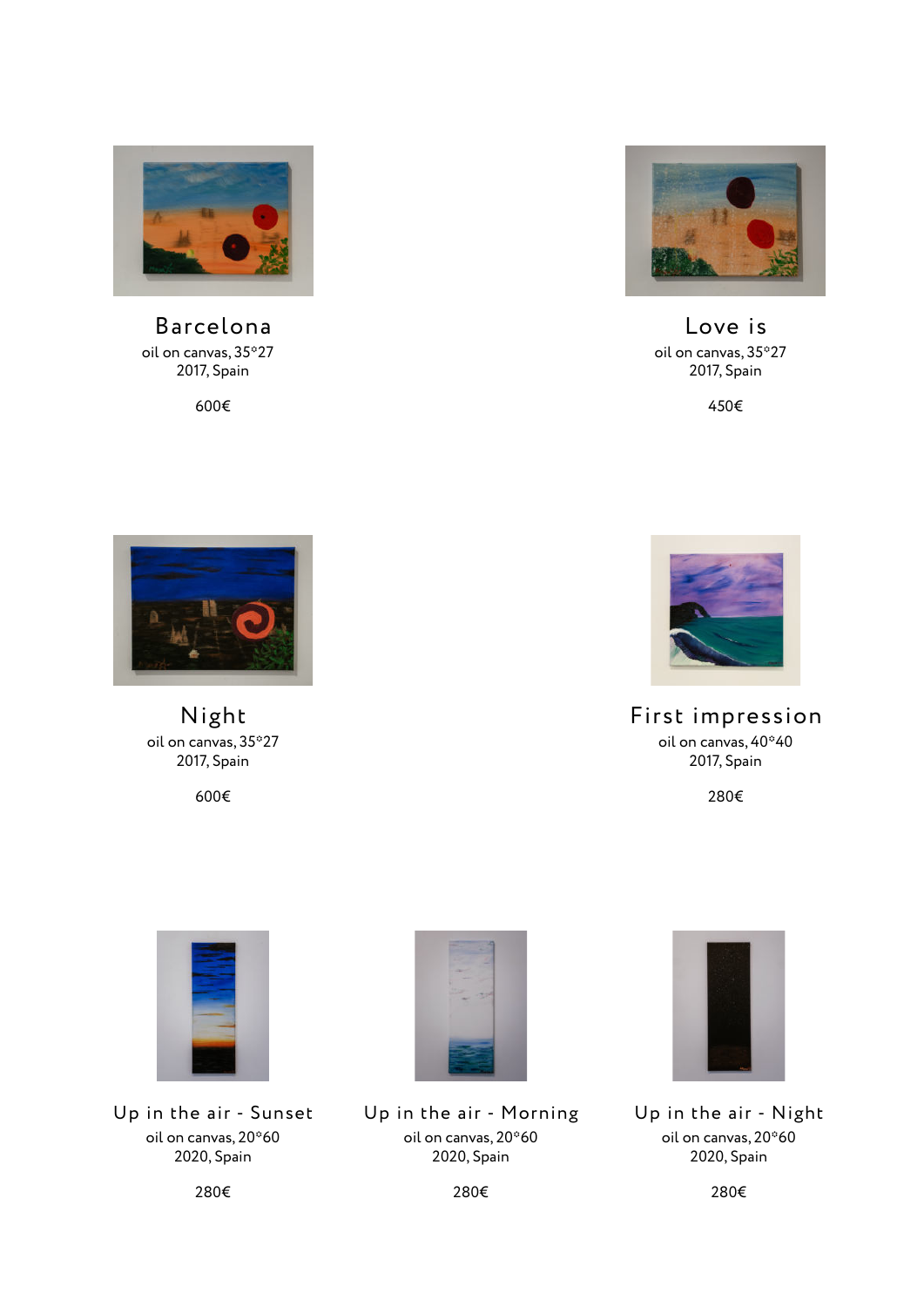## Barcelona

oil on canvas, 35*27
2017, Spain

600€

## Love is

oil on canvas, 35*27
2017, Spain

450€

## Night

oil on canvas, 35*27
2017, Spain

600€

## First impression

oil on canvas, 40*40
2017, Spain

280€

## Up in the air - Sunset

oil on canvas, 20*60
2020, Spain

280€

## Up in the air - Morning

oil on canvas, 20*60
2020, Spain

280€

## Up in the air - Night

oil on canvas, 20*60
2020, Spain

280€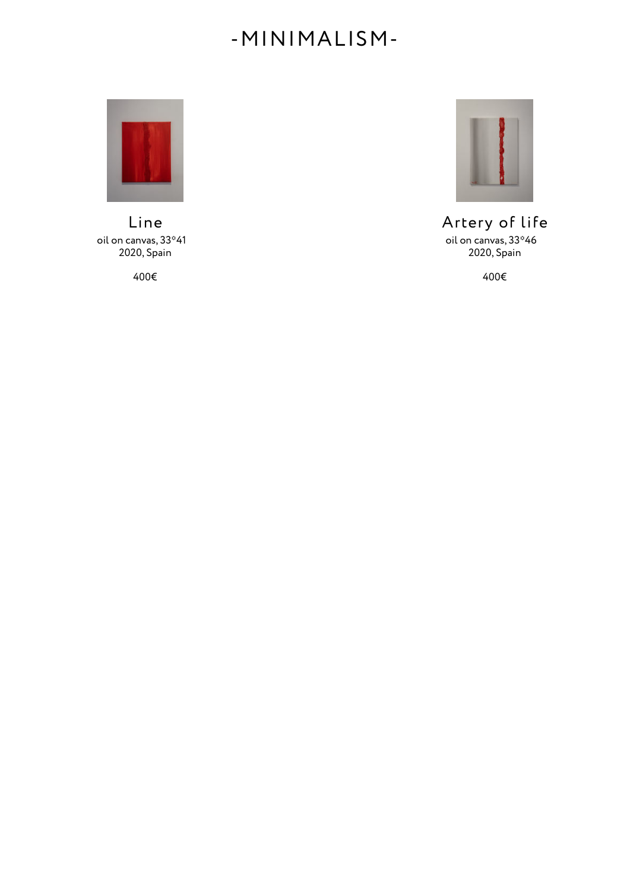# -MINIMALISM-

## Line

oil on canvas, 33*41
2020, Spain

400€

## Artery of life

oil on canvas, 33*46
2020, Spain

400€